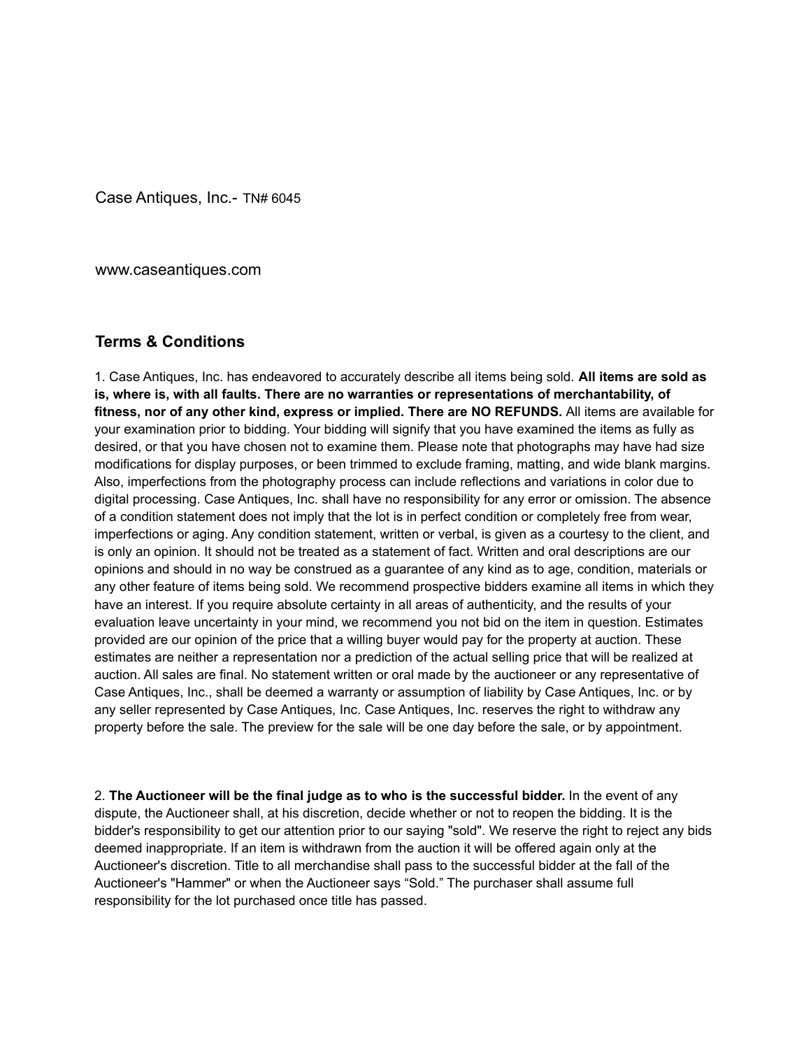Case Antiques, Inc.- TN# 6045

www.caseantiques.com

## Terms & Conditions

1. Case Antiques, Inc. has endeavored to accurately describe all items being sold. **All items are sold as is, where is, with all faults. There are no warranties or representations of merchantability, of fitness, nor of any other kind, express or implied. There are NO REFUNDS.** All items are available for your examination prior to bidding. Your bidding will signify that you have examined the items as fully as desired, or that you have chosen not to examine them. Please note that photographs may have had size modifications for display purposes, or been trimmed to exclude framing, matting, and wide blank margins. Also, imperfections from the photography process can include reflections and variations in color due to digital processing. Case Antiques, Inc. shall have no responsibility for any error or omission. The absence of a condition statement does not imply that the lot is in perfect condition or completely free from wear, imperfections or aging. Any condition statement, written or verbal, is given as a courtesy to the client, and is only an opinion. It should not be treated as a statement of fact. Written and oral descriptions are our opinions and should in no way be construed as a guarantee of any kind as to age, condition, materials or any other feature of items being sold. We recommend prospective bidders examine all items in which they have an interest. If you require absolute certainty in all areas of authenticity, and the results of your evaluation leave uncertainty in your mind, we recommend you not bid on the item in question. Estimates provided are our opinion of the price that a willing buyer would pay for the property at auction. These estimates are neither a representation nor a prediction of the actual selling price that will be realized at auction. All sales are final. No statement written or oral made by the auctioneer or any representative of Case Antiques, Inc., shall be deemed a warranty or assumption of liability by Case Antiques, Inc. or by any seller represented by Case Antiques, Inc. Case Antiques, Inc. reserves the right to withdraw any property before the sale. The preview for the sale will be one day before the sale, or by appointment.

2. **The Auctioneer will be the final judge as to who is the successful bidder.** In the event of any dispute, the Auctioneer shall, at his discretion, decide whether or not to reopen the bidding. It is the bidder's responsibility to get our attention prior to our saying "sold". We reserve the right to reject any bids deemed inappropriate. If an item is withdrawn from the auction it will be offered again only at the Auctioneer's discretion. Title to all merchandise shall pass to the successful bidder at the fall of the Auctioneer's "Hammer" or when the Auctioneer says "Sold." The purchaser shall assume full responsibility for the lot purchased once title has passed.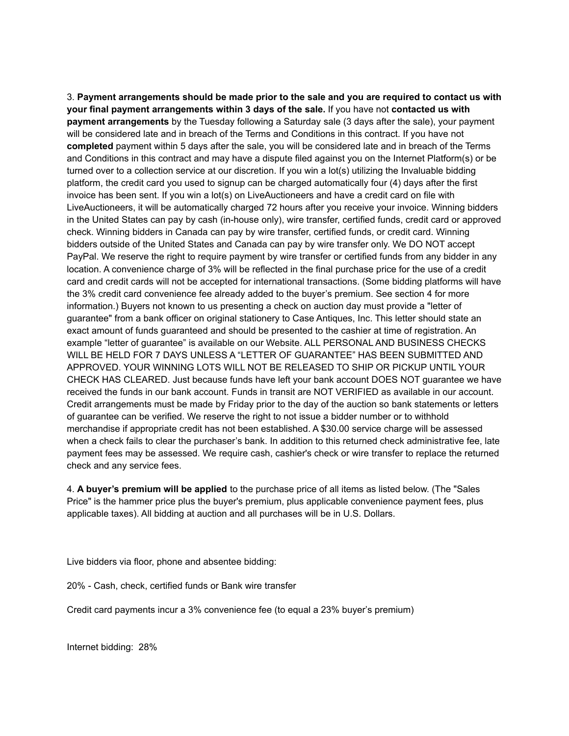3. **Payment arrangements should be made prior to the sale and you are required to contact us with your final payment arrangements within 3 days of the sale.** If you have not **contacted us with payment arrangements** by the Tuesday following a Saturday sale (3 days after the sale), your payment will be considered late and in breach of the Terms and Conditions in this contract. If you have not **completed** payment within 5 days after the sale, you will be considered late and in breach of the Terms and Conditions in this contract and may have a dispute filed against you on the Internet Platform(s) or be turned over to a collection service at our discretion. If you win a lot(s) utilizing the Invaluable bidding platform, the credit card you used to signup can be charged automatically four (4) days after the first invoice has been sent. If you win a lot(s) on LiveAuctioneers and have a credit card on file with LiveAuctioneers, it will be automatically charged 72 hours after you receive your invoice. Winning bidders in the United States can pay by cash (in-house only), wire transfer, certified funds, credit card or approved check. Winning bidders in Canada can pay by wire transfer, certified funds, or credit card. Winning bidders outside of the United States and Canada can pay by wire transfer only. We DO NOT accept PayPal. We reserve the right to require payment by wire transfer or certified funds from any bidder in any location. A convenience charge of 3% will be reflected in the final purchase price for the use of a credit card and credit cards will not be accepted for international transactions. (Some bidding platforms will have the 3% credit card convenience fee already added to the buyer's premium. See section 4 for more information.) Buyers not known to us presenting a check on auction day must provide a "letter of guarantee" from a bank officer on original stationery to Case Antiques, Inc. This letter should state an exact amount of funds guaranteed and should be presented to the cashier at time of registration. An example "letter of guarantee" is available on our Website. ALL PERSONAL AND BUSINESS CHECKS WILL BE HELD FOR 7 DAYS UNLESS A "LETTER OF GUARANTEE" HAS BEEN SUBMITTED AND APPROVED. YOUR WINNING LOTS WILL NOT BE RELEASED TO SHIP OR PICKUP UNTIL YOUR CHECK HAS CLEARED. Just because funds have left your bank account DOES NOT guarantee we have received the funds in our bank account. Funds in transit are NOT VERIFIED as available in our account. Credit arrangements must be made by Friday prior to the day of the auction so bank statements or letters of guarantee can be verified. We reserve the right to not issue a bidder number or to withhold merchandise if appropriate credit has not been established. A $30.00 service charge will be assessed when a check fails to clear the purchaser's bank. In addition to this returned check administrative fee, late payment fees may be assessed. We require cash, cashier's check or wire transfer to replace the returned check and any service fees.

4. **A buyer's premium will be applied** to the purchase price of all items as listed below. (The "Sales Price" is the hammer price plus the buyer's premium, plus applicable convenience payment fees, plus applicable taxes). All bidding at auction and all purchases will be in U.S. Dollars.

Live bidders via floor, phone and absentee bidding:

20% - Cash, check, certified funds or Bank wire transfer

Credit card payments incur a 3% convenience fee (to equal a 23% buyer's premium)

Internet bidding: 28%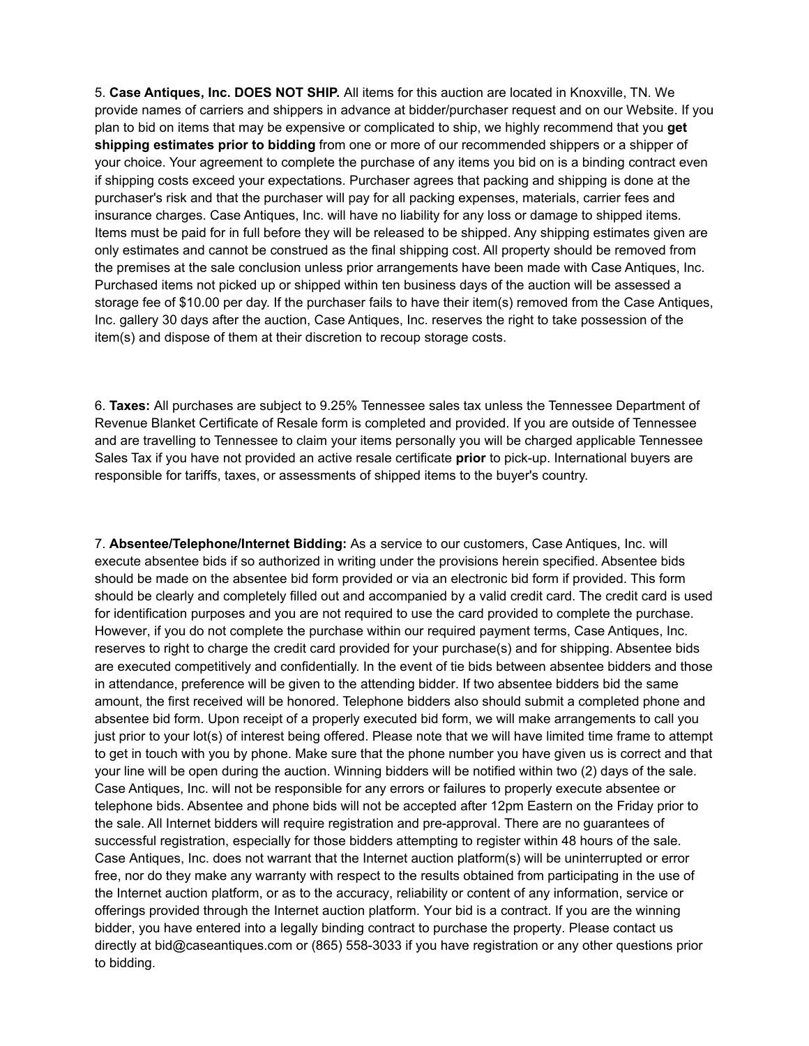5. **Case Antiques, Inc. DOES NOT SHIP.** All items for this auction are located in Knoxville, TN. We provide names of carriers and shippers in advance at bidder/purchaser request and on our Website. If you plan to bid on items that may be expensive or complicated to ship, we highly recommend that you **get shipping estimates prior to bidding** from one or more of our recommended shippers or a shipper of your choice. Your agreement to complete the purchase of any items you bid on is a binding contract even if shipping costs exceed your expectations. Purchaser agrees that packing and shipping is done at the purchaser's risk and that the purchaser will pay for all packing expenses, materials, carrier fees and insurance charges. Case Antiques, Inc. will have no liability for any loss or damage to shipped items. Items must be paid for in full before they will be released to be shipped. Any shipping estimates given are only estimates and cannot be construed as the final shipping cost. All property should be removed from the premises at the sale conclusion unless prior arrangements have been made with Case Antiques, Inc. Purchased items not picked up or shipped within ten business days of the auction will be assessed a storage fee of $10.00 per day. If the purchaser fails to have their item(s) removed from the Case Antiques, Inc. gallery 30 days after the auction, Case Antiques, Inc. reserves the right to take possession of the item(s) and dispose of them at their discretion to recoup storage costs.

6. **Taxes:** All purchases are subject to 9.25% Tennessee sales tax unless the Tennessee Department of Revenue Blanket Certificate of Resale form is completed and provided. If you are outside of Tennessee and are travelling to Tennessee to claim your items personally you will be charged applicable Tennessee Sales Tax if you have not provided an active resale certificate **prior** to pick-up. International buyers are responsible for tariffs, taxes, or assessments of shipped items to the buyer's country.

7. **Absentee/Telephone/Internet Bidding:** As a service to our customers, Case Antiques, Inc. will execute absentee bids if so authorized in writing under the provisions herein specified. Absentee bids should be made on the absentee bid form provided or via an electronic bid form if provided. This form should be clearly and completely filled out and accompanied by a valid credit card. The credit card is used for identification purposes and you are not required to use the card provided to complete the purchase. However, if you do not complete the purchase within our required payment terms, Case Antiques, Inc. reserves to right to charge the credit card provided for your purchase(s) and for shipping. Absentee bids are executed competitively and confidentially. In the event of tie bids between absentee bidders and those in attendance, preference will be given to the attending bidder. If two absentee bidders bid the same amount, the first received will be honored. Telephone bidders also should submit a completed phone and absentee bid form. Upon receipt of a properly executed bid form, we will make arrangements to call you just prior to your lot(s) of interest being offered. Please note that we will have limited time frame to attempt to get in touch with you by phone. Make sure that the phone number you have given us is correct and that your line will be open during the auction. Winning bidders will be notified within two (2) days of the sale. Case Antiques, Inc. will not be responsible for any errors or failures to properly execute absentee or telephone bids. Absentee and phone bids will not be accepted after 12pm Eastern on the Friday prior to the sale. All Internet bidders will require registration and pre-approval. There are no guarantees of successful registration, especially for those bidders attempting to register within 48 hours of the sale. Case Antiques, Inc. does not warrant that the Internet auction platform(s) will be uninterrupted or error free, nor do they make any warranty with respect to the results obtained from participating in the use of the Internet auction platform, or as to the accuracy, reliability or content of any information, service or offerings provided through the Internet auction platform. Your bid is a contract. If you are the winning bidder, you have entered into a legally binding contract to purchase the property. Please contact us directly at bid@caseantiques.com or (865) 558-3033 if you have registration or any other questions prior to bidding.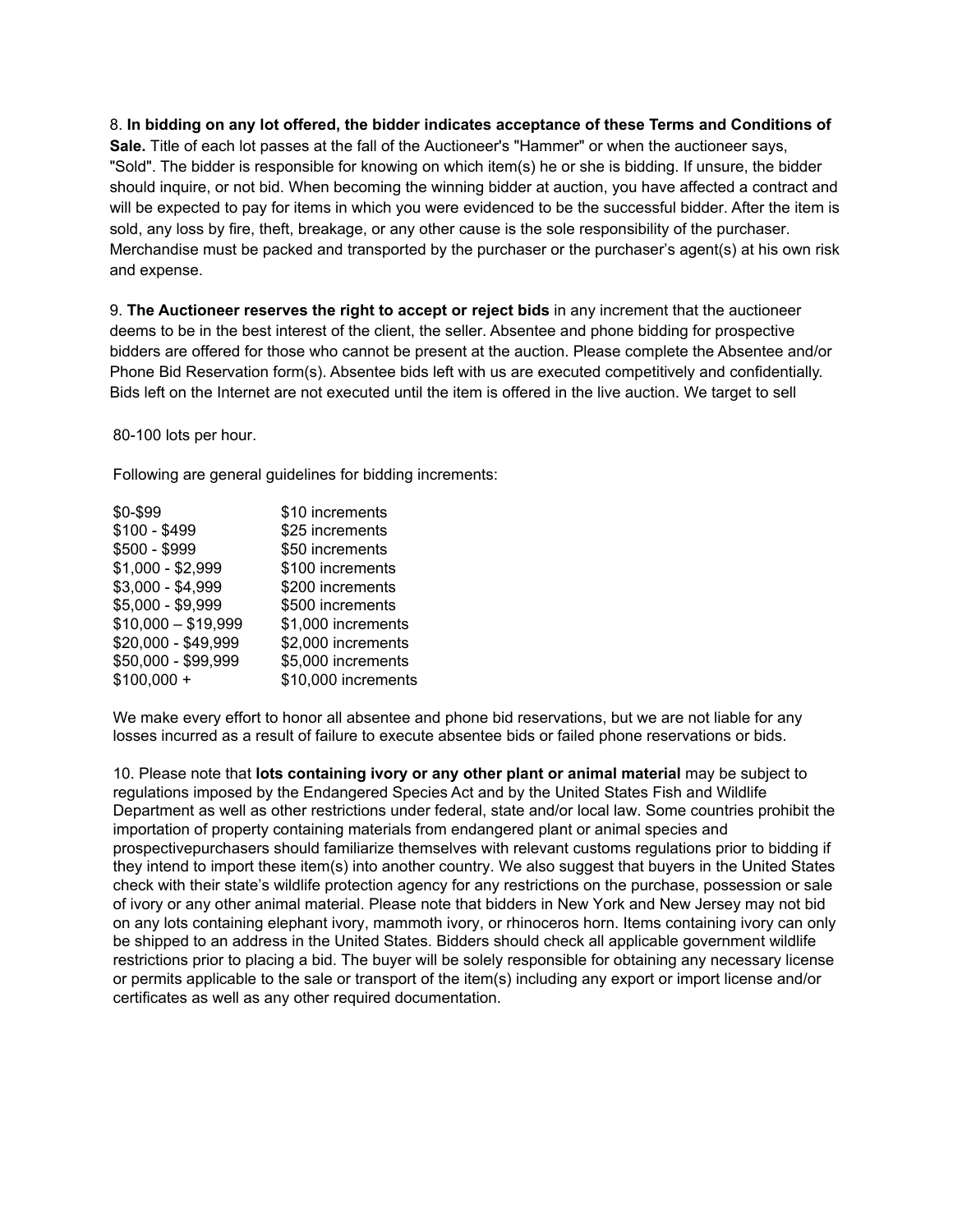8. **In bidding on any lot offered, the bidder indicates acceptance of these Terms and Conditions of Sale.** Title of each lot passes at the fall of the Auctioneer's "Hammer" or when the auctioneer says, "Sold". The bidder is responsible for knowing on which item(s) he or she is bidding. If unsure, the bidder should inquire, or not bid. When becoming the winning bidder at auction, you have affected a contract and will be expected to pay for items in which you were evidenced to be the successful bidder. After the item is sold, any loss by fire, theft, breakage, or any other cause is the sole responsibility of the purchaser. Merchandise must be packed and transported by the purchaser or the purchaser's agent(s) at his own risk and expense.

9. **The Auctioneer reserves the right to accept or reject bids** in any increment that the auctioneer deems to be in the best interest of the client, the seller. Absentee and phone bidding for prospective bidders are offered for those who cannot be present at the auction. Please complete the Absentee and/or Phone Bid Reservation form(s). Absentee bids left with us are executed competitively and confidentially. Bids left on the Internet are not executed until the item is offered in the live auction. We target to sell

80-100 lots per hour.

Following are general guidelines for bidding increments:

| | |
|---|---|
| $0-$99 | $10 increments |
| $100 - $499 | $25 increments |
| $500 - $999 | $50 increments |
| $1,000 - $2,999 | $100 increments |
| $3,000 - $4,999 | $200 increments |
| $5,000 - $9,999 | $500 increments |
| $10,000 – $19,999 | $1,000 increments |
| $20,000 - $49,999 | $2,000 increments |
| $50,000 - $99,999 | $5,000 increments |
| $100,000 + | $10,000 increments |

We make every effort to honor all absentee and phone bid reservations, but we are not liable for any losses incurred as a result of failure to execute absentee bids or failed phone reservations or bids.

10. Please note that **lots containing ivory or any other plant or animal material** may be subject to regulations imposed by the Endangered Species Act and by the United States Fish and Wildlife Department as well as other restrictions under federal, state and/or local law. Some countries prohibit the importation of property containing materials from endangered plant or animal species and prospectivepurchasers should familiarize themselves with relevant customs regulations prior to bidding if they intend to import these item(s) into another country. We also suggest that buyers in the United States check with their state's wildlife protection agency for any restrictions on the purchase, possession or sale of ivory or any other animal material. Please note that bidders in New York and New Jersey may not bid on any lots containing elephant ivory, mammoth ivory, or rhinoceros horn. Items containing ivory can only be shipped to an address in the United States. Bidders should check all applicable government wildlife restrictions prior to placing a bid. The buyer will be solely responsible for obtaining any necessary license or permits applicable to the sale or transport of the item(s) including any export or import license and/or certificates as well as any other required documentation.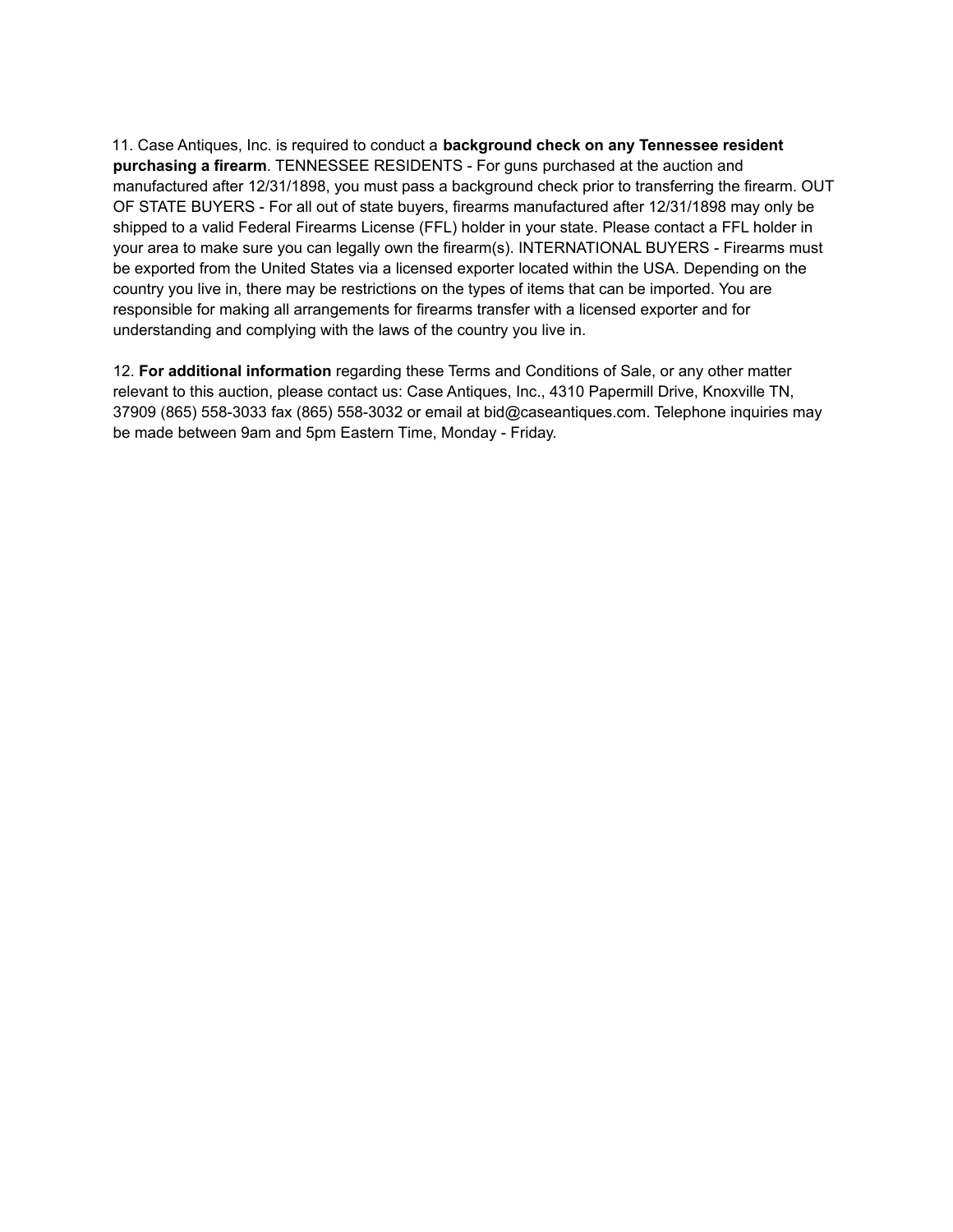11. Case Antiques, Inc. is required to conduct a **background check on any Tennessee resident purchasing a firearm**. TENNESSEE RESIDENTS - For guns purchased at the auction and manufactured after 12/31/1898, you must pass a background check prior to transferring the firearm. OUT OF STATE BUYERS - For all out of state buyers, firearms manufactured after 12/31/1898 may only be shipped to a valid Federal Firearms License (FFL) holder in your state. Please contact a FFL holder in your area to make sure you can legally own the firearm(s). INTERNATIONAL BUYERS - Firearms must be exported from the United States via a licensed exporter located within the USA. Depending on the country you live in, there may be restrictions on the types of items that can be imported. You are responsible for making all arrangements for firearms transfer with a licensed exporter and for understanding and complying with the laws of the country you live in.

12. **For additional information** regarding these Terms and Conditions of Sale, or any other matter relevant to this auction, please contact us: Case Antiques, Inc., 4310 Papermill Drive, Knoxville TN, 37909 (865) 558-3033 fax (865) 558-3032 or email at bid@caseantiques.com. Telephone inquiries may be made between 9am and 5pm Eastern Time, Monday - Friday.